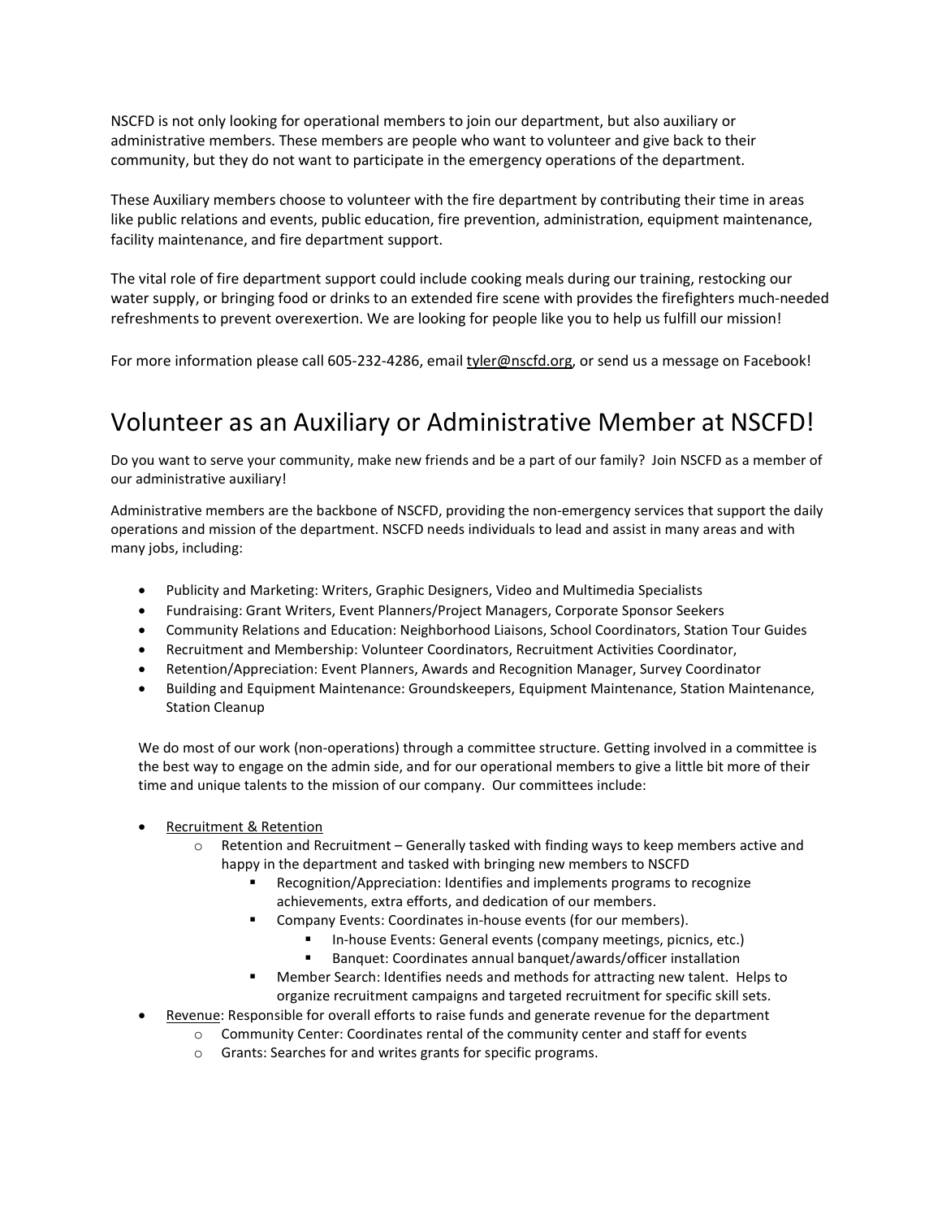NSCFD is not only looking for operational members to join our department, but also auxiliary or administrative members. These members are people who want to volunteer and give back to their community, but they do not want to participate in the emergency operations of the department.

These Auxiliary members choose to volunteer with the fire department by contributing their time in areas like public relations and events, public education, fire prevention, administration, equipment maintenance, facility maintenance, and fire department support.

The vital role of fire department support could include cooking meals during our training, restocking our water supply, or bringing food or drinks to an extended fire scene with provides the firefighters much-needed refreshments to prevent overexertion. We are looking for people like you to help us fulfill our mission!

For more information please call 605-232-4286, email tyler@nscfd.org, or send us a message on Facebook!

# Volunteer as an Auxiliary or Administrative Member at NSCFD!

Do you want to serve your community, make new friends and be a part of our family? Join NSCFD as a member of our administrative auxiliary!

Administrative members are the backbone of NSCFD, providing the non-emergency services that support the daily operations and mission of the department. NSCFD needs individuals to lead and assist in many areas and with many jobs, including:

- Publicity and Marketing: Writers, Graphic Designers, Video and Multimedia Specialists
- Fundraising: Grant Writers, Event Planners/Project Managers, Corporate Sponsor Seekers
- Community Relations and Education: Neighborhood Liaisons, School Coordinators, Station Tour Guides
- Recruitment and Membership: Volunteer Coordinators, Recruitment Activities Coordinator,
- Retention/Appreciation: Event Planners, Awards and Recognition Manager, Survey Coordinator
- Building and Equipment Maintenance: Groundskeepers, Equipment Maintenance, Station Maintenance, Station Cleanup

We do most of our work (non-operations) through a committee structure. Getting involved in a committee is the best way to engage on the admin side, and for our operational members to give a little bit more of their time and unique talents to the mission of our company. Our committees include:

- <u>Recruitment & Retention</u>
  - Retention and Recruitment – Generally tasked with finding ways to keep members active and happy in the department and tasked with bringing new members to NSCFD
    - Recognition/Appreciation: Identifies and implements programs to recognize achievements, extra efforts, and dedication of our members.
    - Company Events: Coordinates in-house events (for our members).
      - In-house Events: General events (company meetings, picnics, etc.)
      - Banquet: Coordinates annual banquet/awards/officer installation
    - Member Search: Identifies needs and methods for attracting new talent. Helps to organize recruitment campaigns and targeted recruitment for specific skill sets.
- <u>Revenue</u>: Responsible for overall efforts to raise funds and generate revenue for the department
  - Community Center: Coordinates rental of the community center and staff for events
  - Grants: Searches for and writes grants for specific programs.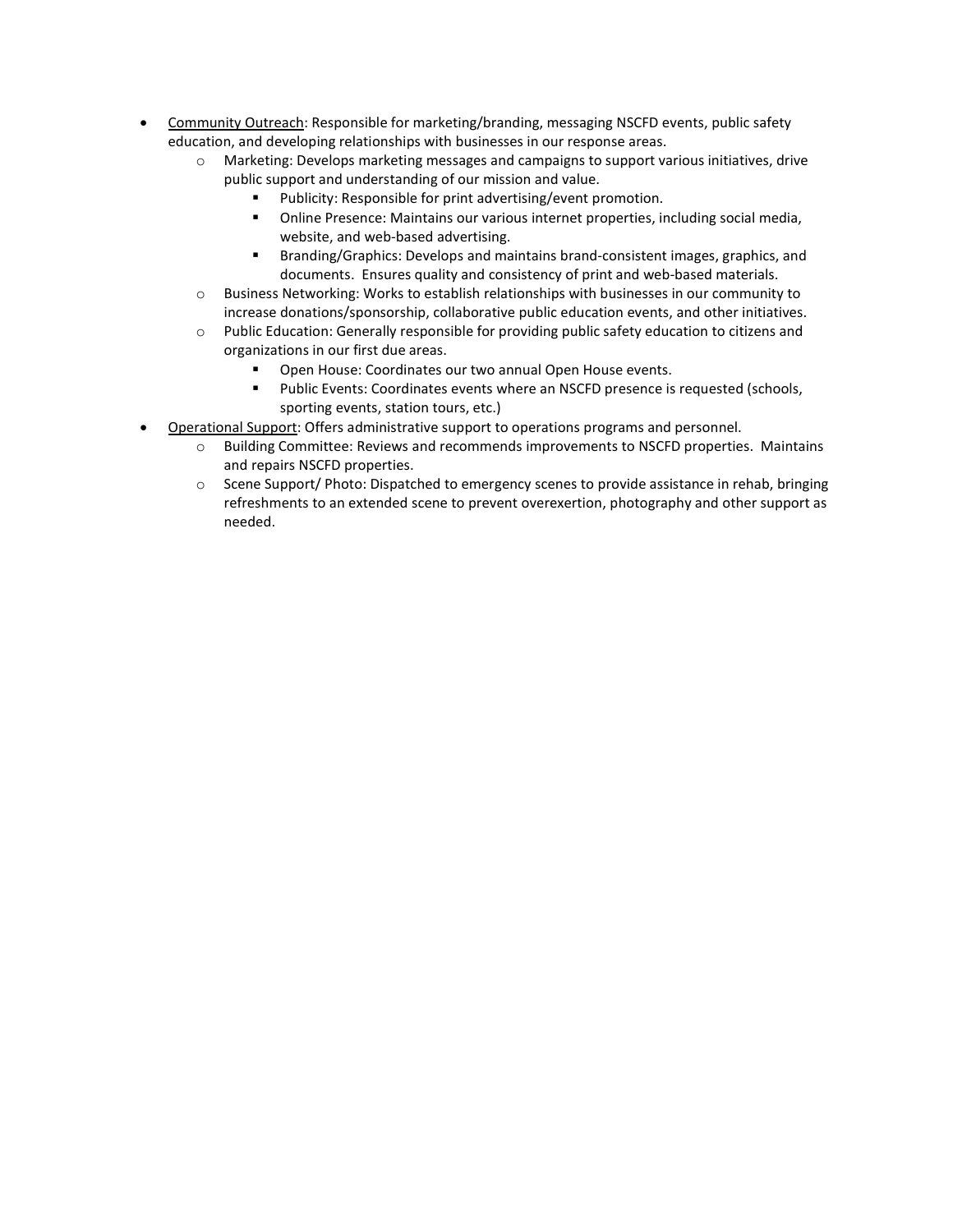- <u>Community Outreach</u>: Responsible for marketing/branding, messaging NSCFD events, public safety education, and developing relationships with businesses in our response areas.
  - Marketing: Develops marketing messages and campaigns to support various initiatives, drive public support and understanding of our mission and value.
    - Publicity: Responsible for print advertising/event promotion.
    - Online Presence: Maintains our various internet properties, including social media, website, and web-based advertising.
    - Branding/Graphics: Develops and maintains brand-consistent images, graphics, and documents. Ensures quality and consistency of print and web-based materials.
  - Business Networking: Works to establish relationships with businesses in our community to increase donations/sponsorship, collaborative public education events, and other initiatives.
  - Public Education: Generally responsible for providing public safety education to citizens and organizations in our first due areas.
    - Open House: Coordinates our two annual Open House events.
    - Public Events: Coordinates events where an NSCFD presence is requested (schools, sporting events, station tours, etc.)
- <u>Operational Support</u>: Offers administrative support to operations programs and personnel.
  - Building Committee: Reviews and recommends improvements to NSCFD properties. Maintains and repairs NSCFD properties.
  - Scene Support/ Photo: Dispatched to emergency scenes to provide assistance in rehab, bringing refreshments to an extended scene to prevent overexertion, photography and other support as needed.